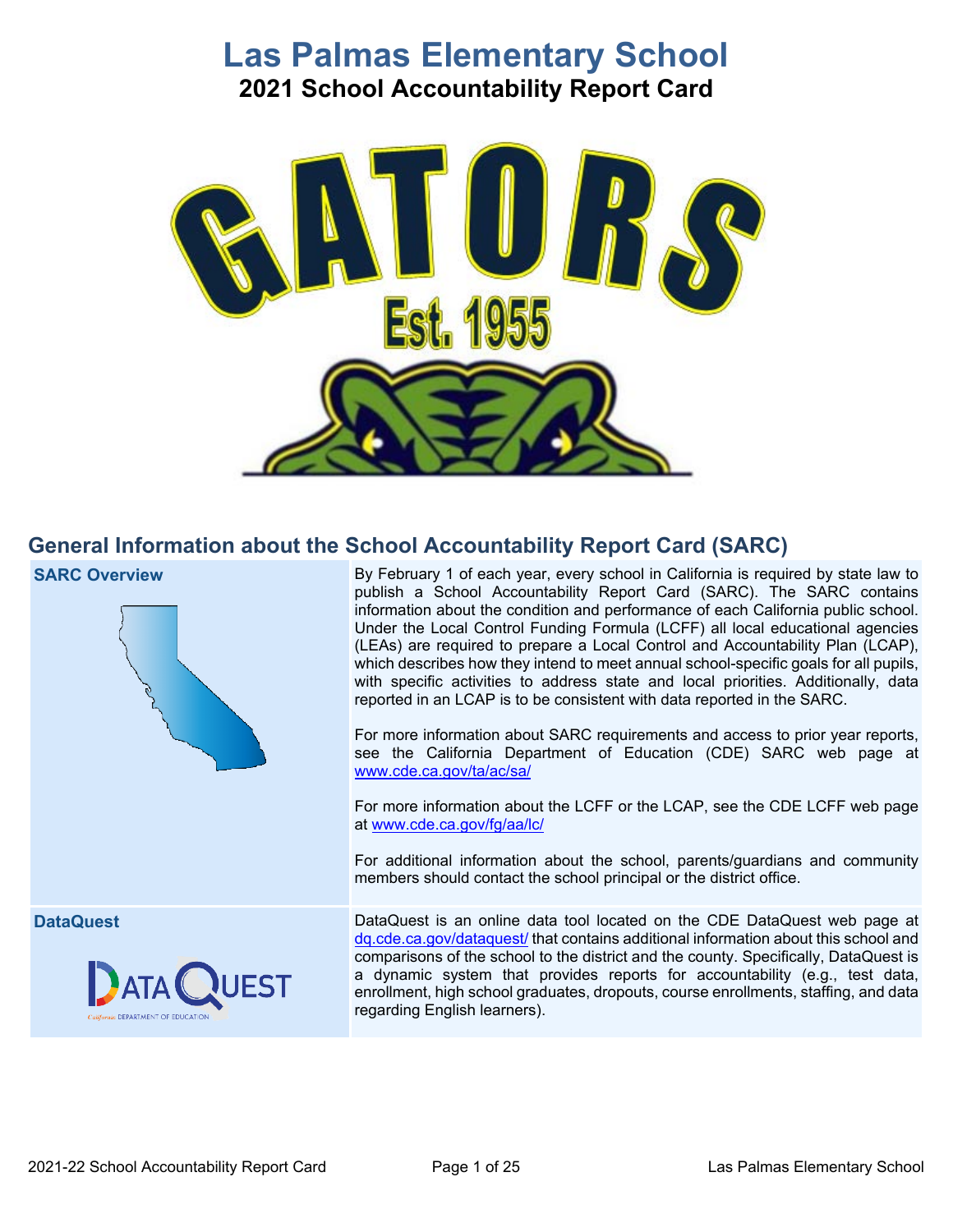# Las Palmas Elementary School

## 2021 School Accountability Report Card

## General Information about the School Accountability Report Card (SARC)

| | |
|---|---|
| **SARC Overview** | By February 1 of each year, every school in California is required by state law to publish a School Accountability Report Card (SARC). The SARC contains information about the condition and performance of each California public school. Under the Local Control Funding Formula (LCFF) all local educational agencies (LEAs) are required to prepare a Local Control and Accountability Plan (LCAP), which describes how they intend to meet annual school-specific goals for all pupils, with specific activities to address state and local priorities. Additionally, data reported in an LCAP is to be consistent with data reported in the SARC.<br><br>For more information about SARC requirements and access to prior year reports, see the California Department of Education (CDE) SARC web page at www.cde.ca.gov/ta/ac/sa/<br><br>For more information about the LCFF or the LCAP, see the CDE LCFF web page at www.cde.ca.gov/fg/aa/lc/<br><br>For additional information about the school, parents/guardians and community members should contact the school principal or the district office. |
| **DataQuest** | DataQuest is an online data tool located on the CDE DataQuest web page at dq.cde.ca.gov/dataquest/ that contains additional information about this school and comparisons of the school to the district and the county. Specifically, DataQuest is a dynamic system that provides reports for accountability (e.g., test data, enrollment, high school graduates, dropouts, course enrollments, staffing, and data regarding English learners). |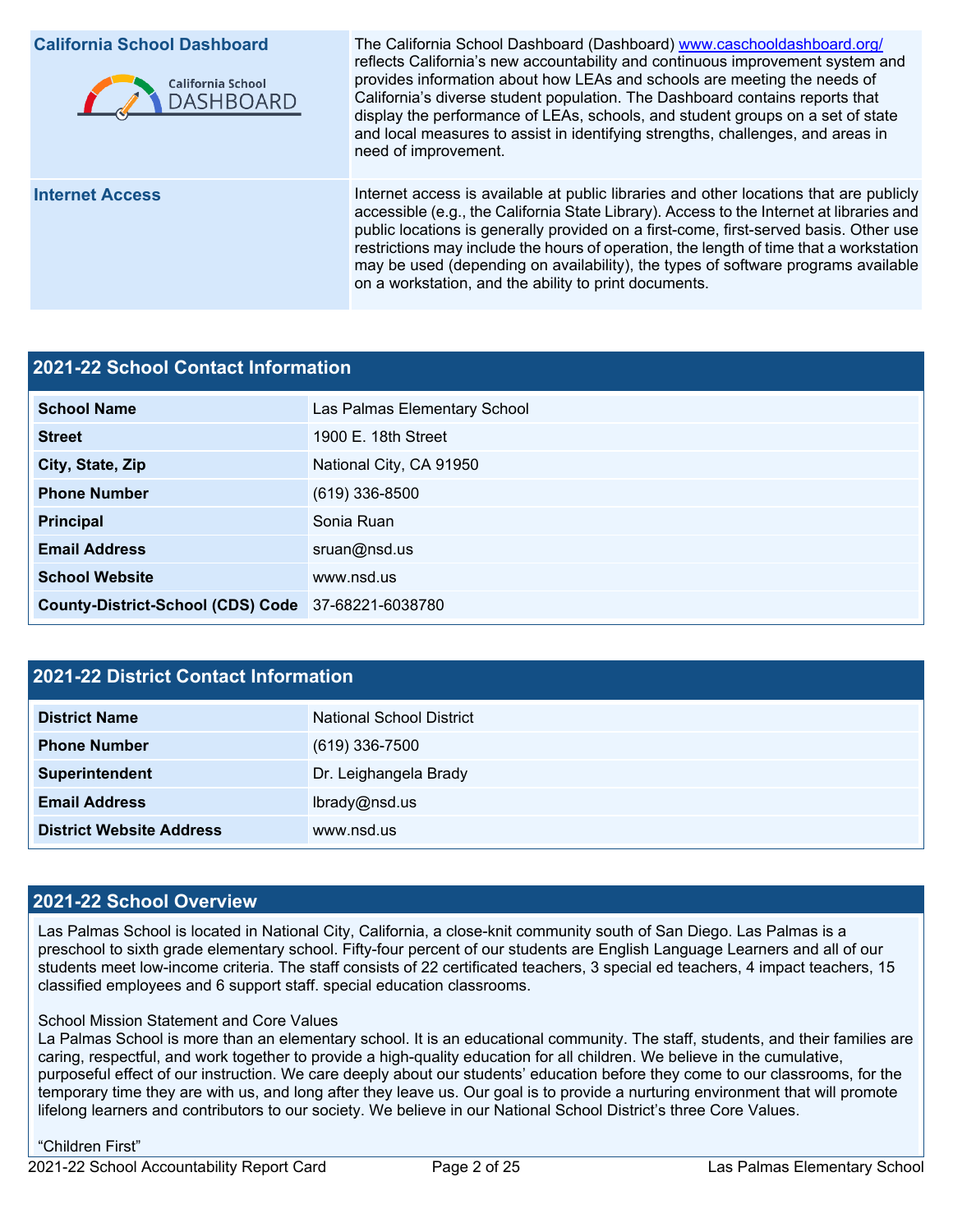| California School Dashboard | The California School Dashboard (Dashboard) www.caschooldashboard.org/ reflects California's new accountability and continuous improvement system and provides information about how LEAs and schools are meeting the needs of California's diverse student population. The Dashboard contains reports that display the performance of LEAs, schools, and student groups on a set of state and local measures to assist in identifying strengths, challenges, and areas in need of improvement. |
|---|---|
| Internet Access | Internet access is available at public libraries and other locations that are publicly accessible (e.g., the California State Library). Access to the Internet at libraries and public locations is generally provided on a first-come, first-served basis. Other use restrictions may include the hours of operation, the length of time that a workstation may be used (depending on availability), the types of software programs available on a workstation, and the ability to print documents. |

## 2021-22 School Contact Information

| | |
|---|---|
| **School Name** | Las Palmas Elementary School |
| **Street** | 1900 E. 18th Street |
| **City, State, Zip** | National City, CA 91950 |
| **Phone Number** | (619) 336-8500 |
| **Principal** | Sonia Ruan |
| **Email Address** | sruan@nsd.us |
| **School Website** | www.nsd.us |
| **County-District-School (CDS) Code** | 37-68221-6038780 |

## 2021-22 District Contact Information

| | |
|---|---|
| **District Name** | National School District |
| **Phone Number** | (619) 336-7500 |
| **Superintendent** | Dr. Leighangela Brady |
| **Email Address** | lbrady@nsd.us |
| **District Website Address** | www.nsd.us |

## 2021-22 School Overview

Las Palmas School is located in National City, California, a close-knit community south of San Diego. Las Palmas is a preschool to sixth grade elementary school. Fifty-four percent of our students are English Language Learners and all of our students meet low-income criteria. The staff consists of 22 certificated teachers, 3 special ed teachers, 4 impact teachers, 15 classified employees and 6 support staff. special education classrooms.

School Mission Statement and Core Values
La Palmas School is more than an elementary school. It is an educational community. The staff, students, and their families are caring, respectful, and work together to provide a high-quality education for all children. We believe in the cumulative, purposeful effect of our instruction. We care deeply about our students' education before they come to our classrooms, for the temporary time they are with us, and long after they leave us. Our goal is to provide a nurturing environment that will promote lifelong learners and contributors to our society. We believe in our National School District's three Core Values.

"Children First"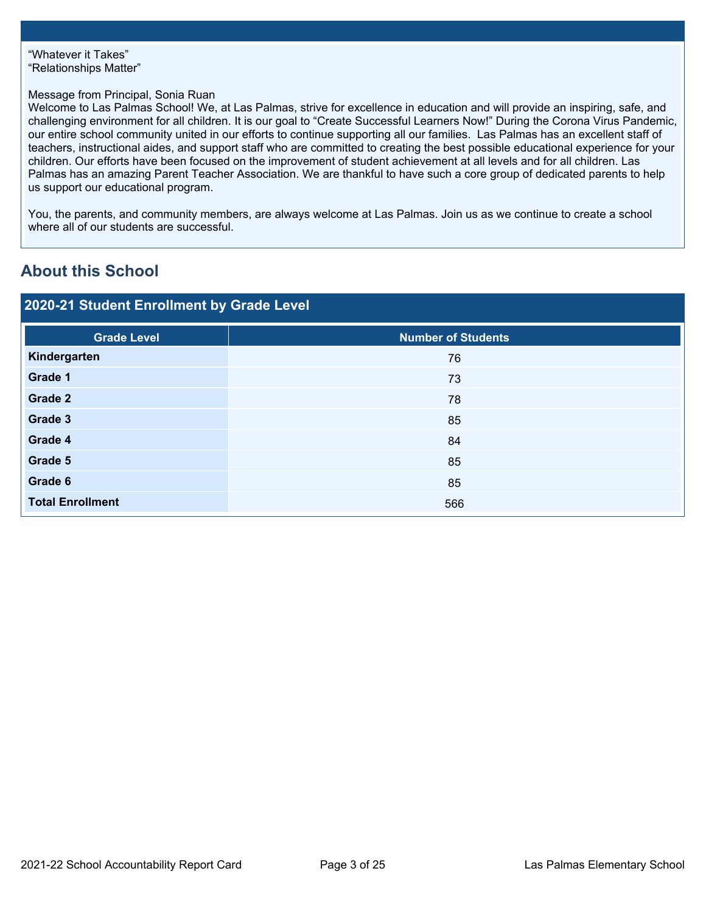"Whatever it Takes"
"Relationships Matter"

Message from Principal, Sonia Ruan
Welcome to Las Palmas School! We, at Las Palmas, strive for excellence in education and will provide an inspiring, safe, and challenging environment for all children. It is our goal to "Create Successful Learners Now!" During the Corona Virus Pandemic, our entire school community united in our efforts to continue supporting all our families. Las Palmas has an excellent staff of teachers, instructional aides, and support staff who are committed to creating the best possible educational experience for your children. Our efforts have been focused on the improvement of student achievement at all levels and for all children. Las Palmas has an amazing Parent Teacher Association. We are thankful to have such a core group of dedicated parents to help us support our educational program.

You, the parents, and community members, are always welcome at Las Palmas. Join us as we continue to create a school where all of our students are successful.

## About this School

### 2020-21 Student Enrollment by Grade Level

| Grade Level | Number of Students |
|---|---|
| **Kindergarten** | 76 |
| **Grade 1** | 73 |
| **Grade 2** | 78 |
| **Grade 3** | 85 |
| **Grade 4** | 84 |
| **Grade 5** | 85 |
| **Grade 6** | 85 |
| **Total Enrollment** | 566 |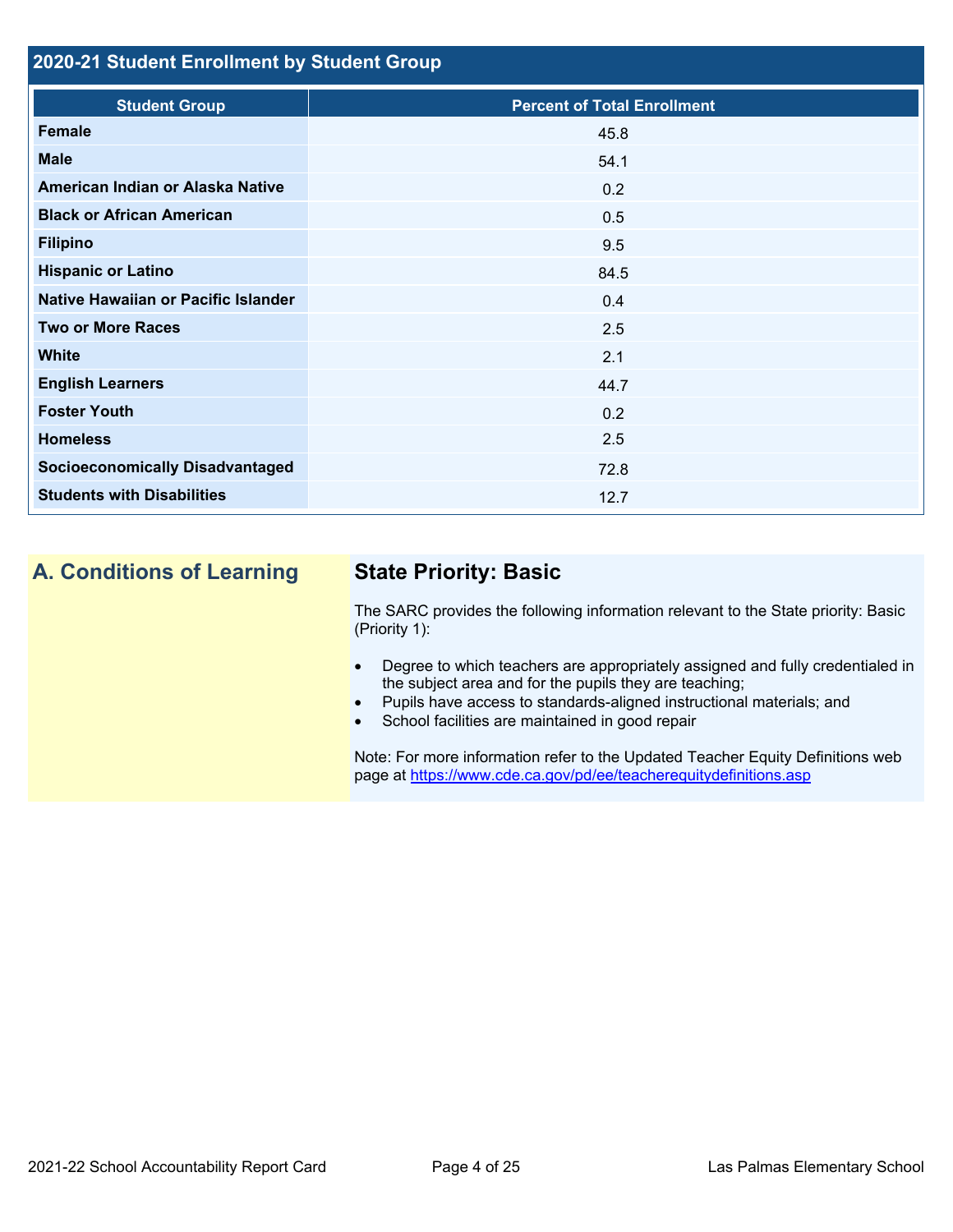## 2020-21 Student Enrollment by Student Group

| Student Group | Percent of Total Enrollment |
|---|---|
| Female | 45.8 |
| Male | 54.1 |
| American Indian or Alaska Native | 0.2 |
| Black or African American | 0.5 |
| Filipino | 9.5 |
| Hispanic or Latino | 84.5 |
| Native Hawaiian or Pacific Islander | 0.4 |
| Two or More Races | 2.5 |
| White | 2.1 |
| English Learners | 44.7 |
| Foster Youth | 0.2 |
| Homeless | 2.5 |
| Socioeconomically Disadvantaged | 72.8 |
| Students with Disabilities | 12.7 |

## A. Conditions of Learning

### State Priority: Basic

The SARC provides the following information relevant to the State priority: Basic (Priority 1):

- Degree to which teachers are appropriately assigned and fully credentialed in the subject area and for the pupils they are teaching;
- Pupils have access to standards-aligned instructional materials; and
- School facilities are maintained in good repair

Note: For more information refer to the Updated Teacher Equity Definitions web page at https://www.cde.ca.gov/pd/ee/teacherequitydefinitions.asp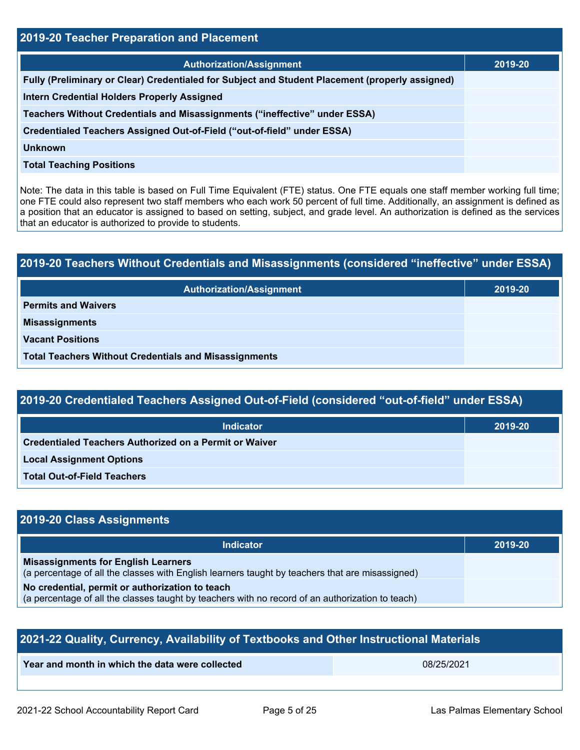## 2019-20 Teacher Preparation and Placement

| Authorization/Assignment | 2019-20 |
| --- | --- |
| Fully (Preliminary or Clear) Credentialed for Subject and Student Placement (properly assigned) | |
| Intern Credential Holders Properly Assigned | |
| Teachers Without Credentials and Misassignments (“ineffective” under ESSA) | |
| Credentialed Teachers Assigned Out-of-Field (“out-of-field” under ESSA) | |
| Unknown | |
| Total Teaching Positions | |

Note: The data in this table is based on Full Time Equivalent (FTE) status. One FTE equals one staff member working full time; one FTE could also represent two staff members who each work 50 percent of full time. Additionally, an assignment is defined as a position that an educator is assigned to based on setting, subject, and grade level. An authorization is defined as the services that an educator is authorized to provide to students.

## 2019-20 Teachers Without Credentials and Misassignments (considered “ineffective” under ESSA)

| Authorization/Assignment | 2019-20 |
| --- | --- |
| Permits and Waivers | |
| Misassignments | |
| Vacant Positions | |
| Total Teachers Without Credentials and Misassignments | |

## 2019-20 Credentialed Teachers Assigned Out-of-Field (considered “out-of-field” under ESSA)

| Indicator | 2019-20 |
| --- | --- |
| Credentialed Teachers Authorized on a Permit or Waiver | |
| Local Assignment Options | |
| Total Out-of-Field Teachers | |

## 2019-20 Class Assignments

| Indicator | 2019-20 |
| --- | --- |
| **Misassignments for English Learners** (a percentage of all the classes with English learners taught by teachers that are misassigned) | |
| **No credential, permit or authorization to teach** (a percentage of all the classes taught by teachers with no record of an authorization to teach) | |

## 2021-22 Quality, Currency, Availability of Textbooks and Other Instructional Materials

| Year and month in which the data were collected | 08/25/2021 |
| --- | --- |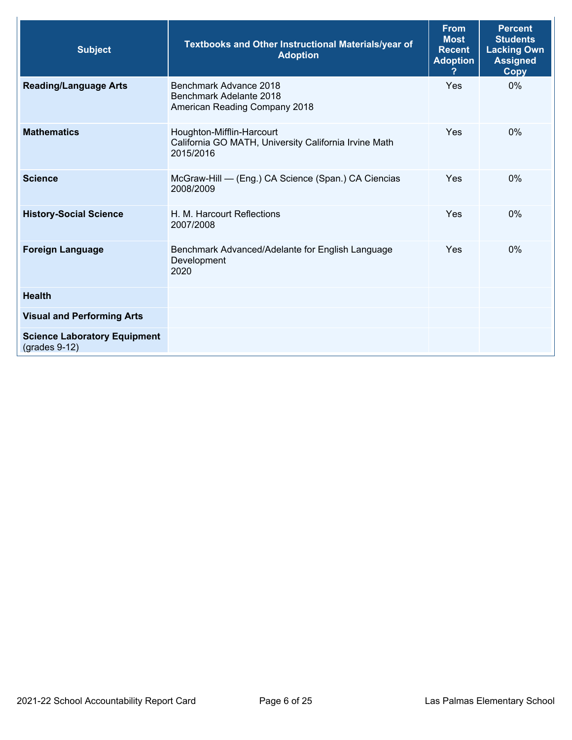| Subject | Textbooks and Other Instructional Materials/year of Adoption | From Most Recent Adoption ? | Percent Students Lacking Own Assigned Copy |
|---|---|---|---|
| **Reading/Language Arts** | Benchmark Advance 2018<br>Benchmark Adelante 2018<br>American Reading Company 2018 | Yes | 0% |
| **Mathematics** | Houghton-Mifflin-Harcourt<br>California GO MATH, University California Irvine Math<br>2015/2016 | Yes | 0% |
| **Science** | McGraw-Hill — (Eng.) CA Science (Span.) CA Ciencias<br>2008/2009 | Yes | 0% |
| **History-Social Science** | H. M. Harcourt Reflections<br>2007/2008 | Yes | 0% |
| **Foreign Language** | Benchmark Advanced/Adelante for English Language Development<br>2020 | Yes | 0% |
| **Health** | | | |
| **Visual and Performing Arts** | | | |
| **Science Laboratory Equipment** (grades 9-12) | | | |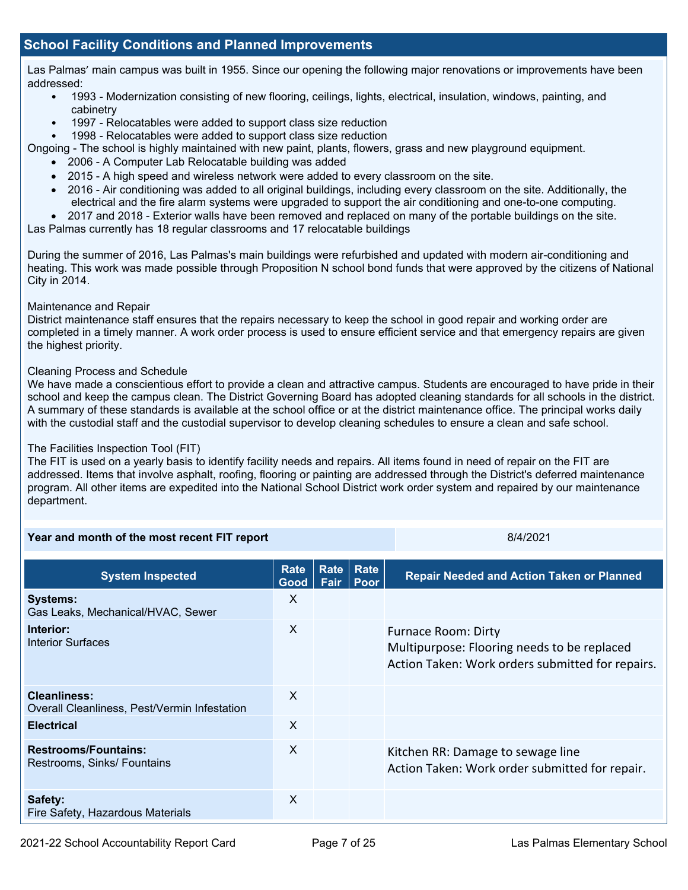## School Facility Conditions and Planned Improvements

Las Palmas' main campus was built in 1955. Since our opening the following major renovations or improvements have been addressed:

- 1993 - Modernization consisting of new flooring, ceilings, lights, electrical, insulation, windows, painting, and cabinetry
- 1997 - Relocatables were added to support class size reduction
- 1998 - Relocatables were added to support class size reduction

Ongoing - The school is highly maintained with new paint, plants, flowers, grass and new playground equipment.

- 2006 - A Computer Lab Relocatable building was added
- 2015 - A high speed and wireless network were added to every classroom on the site.
- 2016 - Air conditioning was added to all original buildings, including every classroom on the site. Additionally, the electrical and the fire alarm systems were upgraded to support the air conditioning and one-to-one computing.
- 2017 and 2018 - Exterior walls have been removed and replaced on many of the portable buildings on the site.

Las Palmas currently has 18 regular classrooms and 17 relocatable buildings

During the summer of 2016, Las Palmas's main buildings were refurbished and updated with modern air-conditioning and heating. This work was made possible through Proposition N school bond funds that were approved by the citizens of National City in 2014.

Maintenance and Repair
District maintenance staff ensures that the repairs necessary to keep the school in good repair and working order are completed in a timely manner. A work order process is used to ensure efficient service and that emergency repairs are given the highest priority.

Cleaning Process and Schedule
We have made a conscientious effort to provide a clean and attractive campus. Students are encouraged to have pride in their school and keep the campus clean. The District Governing Board has adopted cleaning standards for all schools in the district. A summary of these standards is available at the school office or at the district maintenance office. The principal works daily with the custodial staff and the custodial supervisor to develop cleaning schedules to ensure a clean and safe school.

The Facilities Inspection Tool (FIT)
The FIT is used on a yearly basis to identify facility needs and repairs. All items found in need of repair on the FIT are addressed. Items that involve asphalt, roofing, flooring or painting are addressed through the District's deferred maintenance program. All other items are expedited into the National School District work order system and repaired by our maintenance department.

| Year and month of the most recent FIT report | 8/4/2021 |
|---|---|

| System Inspected | Rate Good | Rate Fair | Rate Poor | Repair Needed and Action Taken or Planned |
|---|---|---|---|---|
| **Systems:** Gas Leaks, Mechanical/HVAC, Sewer | X | | | |
| **Interior:** Interior Surfaces | X | | | Furnace Room: Dirty<br>Multipurpose: Flooring needs to be replaced<br>Action Taken: Work orders submitted for repairs. |
| **Cleanliness:** Overall Cleanliness, Pest/Vermin Infestation | X | | | |
| **Electrical** | X | | | |
| **Restrooms/Fountains:** Restrooms, Sinks/ Fountains | X | | | Kitchen RR: Damage to sewage line<br>Action Taken: Work order submitted for repair. |
| **Safety:** Fire Safety, Hazardous Materials | X | | | |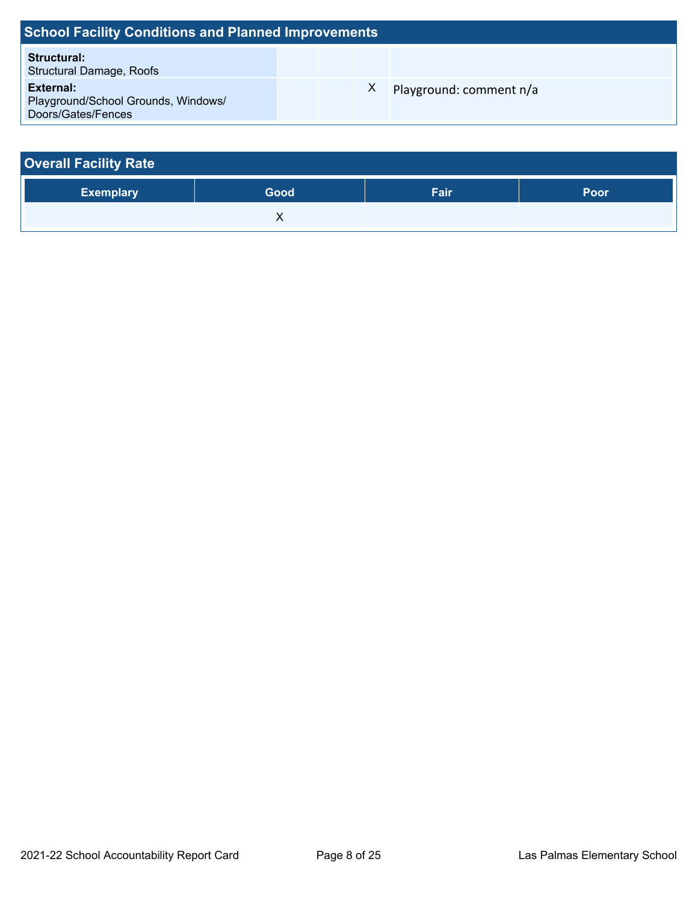## School Facility Conditions and Planned Improvements

| | | | | |
|---|---|---|---|---|
| **Structural:** Structural Damage, Roofs | | | | |
| **External:** Playground/School Grounds, Windows/ Doors/Gates/Fences | | | X | Playground: comment n/a |

## Overall Facility Rate

| Exemplary | Good | Fair | Poor |
|---|---|---|---|
| | X | | |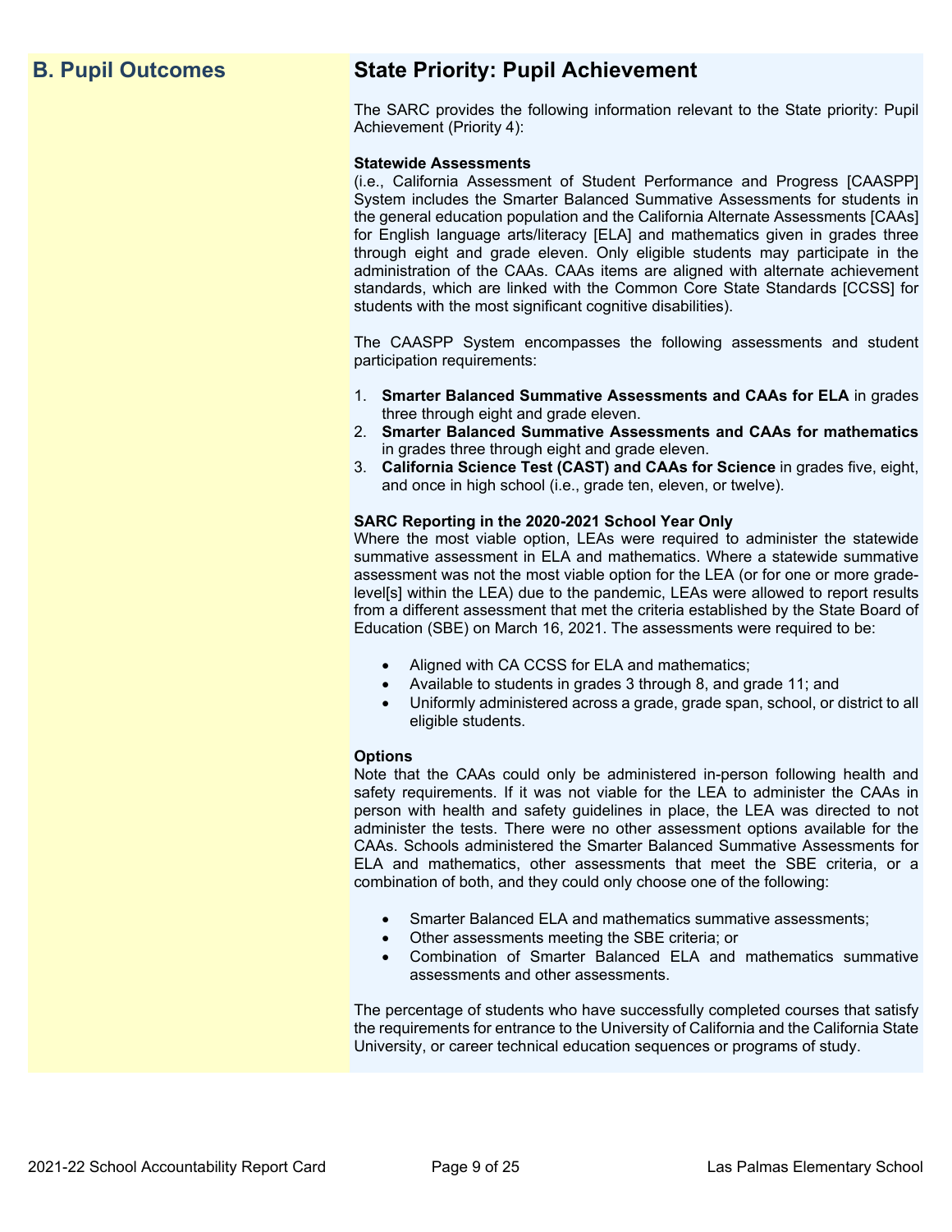## B. Pupil Outcomes

## State Priority: Pupil Achievement

The SARC provides the following information relevant to the State priority: Pupil Achievement (Priority 4):

**Statewide Assessments**
(i.e., California Assessment of Student Performance and Progress [CAASPP] System includes the Smarter Balanced Summative Assessments for students in the general education population and the California Alternate Assessments [CAAs] for English language arts/literacy [ELA] and mathematics given in grades three through eight and grade eleven. Only eligible students may participate in the administration of the CAAs. CAAs items are aligned with alternate achievement standards, which are linked with the Common Core State Standards [CCSS] for students with the most significant cognitive disabilities).

The CAASPP System encompasses the following assessments and student participation requirements:

1. **Smarter Balanced Summative Assessments and CAAs for ELA** in grades three through eight and grade eleven.
2. **Smarter Balanced Summative Assessments and CAAs for mathematics** in grades three through eight and grade eleven.
3. **California Science Test (CAST) and CAAs for Science** in grades five, eight, and once in high school (i.e., grade ten, eleven, or twelve).

**SARC Reporting in the 2020-2021 School Year Only**
Where the most viable option, LEAs were required to administer the statewide summative assessment in ELA and mathematics. Where a statewide summative assessment was not the most viable option for the LEA (or for one or more grade-level[s] within the LEA) due to the pandemic, LEAs were allowed to report results from a different assessment that met the criteria established by the State Board of Education (SBE) on March 16, 2021. The assessments were required to be:

- Aligned with CA CCSS for ELA and mathematics;
- Available to students in grades 3 through 8, and grade 11; and
- Uniformly administered across a grade, grade span, school, or district to all eligible students.

**Options**
Note that the CAAs could only be administered in-person following health and safety requirements. If it was not viable for the LEA to administer the CAAs in person with health and safety guidelines in place, the LEA was directed to not administer the tests. There were no other assessment options available for the CAAs. Schools administered the Smarter Balanced Summative Assessments for ELA and mathematics, other assessments that meet the SBE criteria, or a combination of both, and they could only choose one of the following:

- Smarter Balanced ELA and mathematics summative assessments;
- Other assessments meeting the SBE criteria; or
- Combination of Smarter Balanced ELA and mathematics summative assessments and other assessments.

The percentage of students who have successfully completed courses that satisfy the requirements for entrance to the University of California and the California State University, or career technical education sequences or programs of study.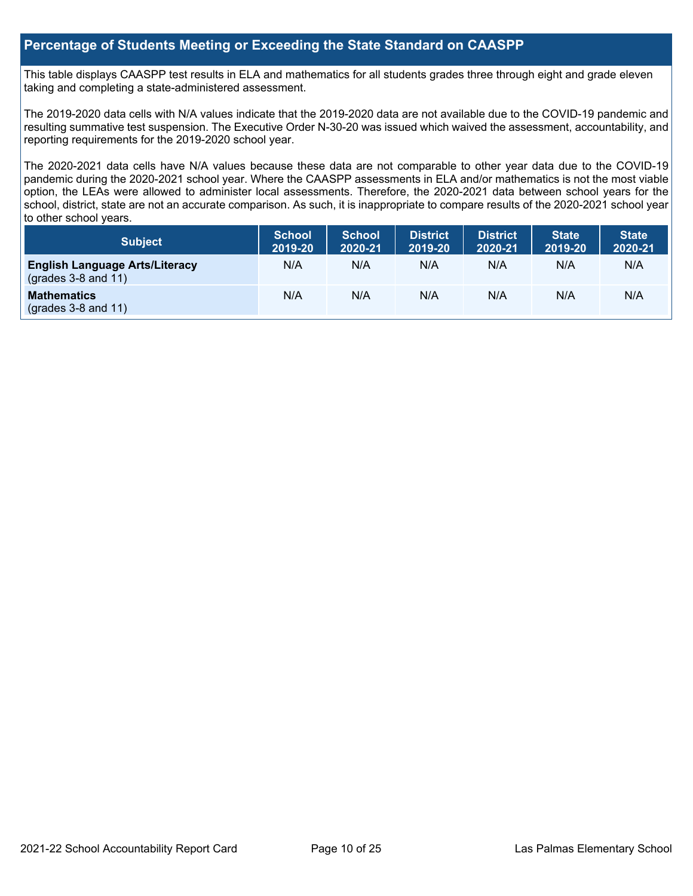## Percentage of Students Meeting or Exceeding the State Standard on CAASPP

This table displays CAASPP test results in ELA and mathematics for all students grades three through eight and grade eleven taking and completing a state-administered assessment.

The 2019-2020 data cells with N/A values indicate that the 2019-2020 data are not available due to the COVID-19 pandemic and resulting summative test suspension. The Executive Order N-30-20 was issued which waived the assessment, accountability, and reporting requirements for the 2019-2020 school year.

The 2020-2021 data cells have N/A values because these data are not comparable to other year data due to the COVID-19 pandemic during the 2020-2021 school year. Where the CAASPP assessments in ELA and/or mathematics is not the most viable option, the LEAs were allowed to administer local assessments. Therefore, the 2020-2021 data between school years for the school, district, state are not an accurate comparison. As such, it is inappropriate to compare results of the 2020-2021 school year to other school years.

| Subject | School 2019-20 | School 2020-21 | District 2019-20 | District 2020-21 | State 2019-20 | State 2020-21 |
|---|---|---|---|---|---|---|
| **English Language Arts/Literacy** (grades 3-8 and 11) | N/A | N/A | N/A | N/A | N/A | N/A |
| **Mathematics** (grades 3-8 and 11) | N/A | N/A | N/A | N/A | N/A | N/A |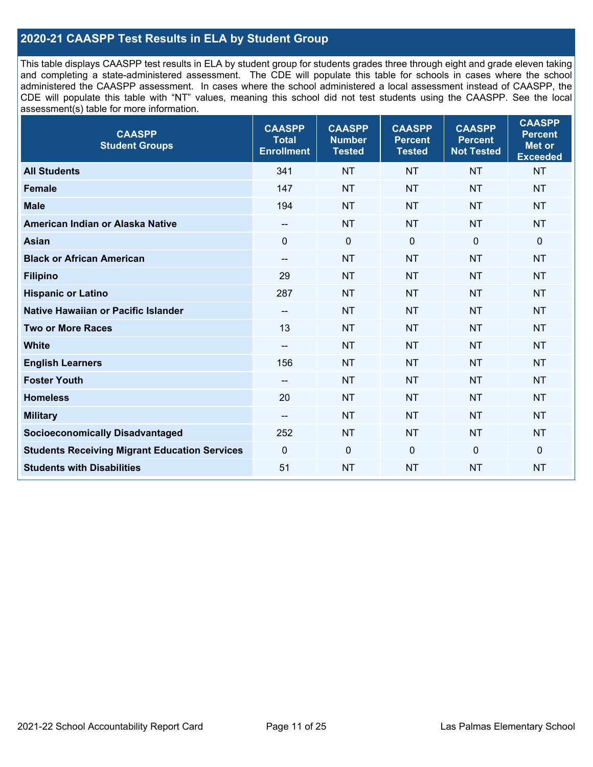## 2020-21 CAASPP Test Results in ELA by Student Group

This table displays CAASPP test results in ELA by student group for students grades three through eight and grade eleven taking and completing a state-administered assessment. The CDE will populate this table for schools in cases where the school administered the CAASPP assessment. In cases where the school administered a local assessment instead of CAASPP, the CDE will populate this table with "NT" values, meaning this school did not test students using the CAASPP. See the local assessment(s) table for more information.

| CAASPP Student Groups | CAASPP Total Enrollment | CAASPP Number Tested | CAASPP Percent Tested | CAASPP Percent Not Tested | CAASPP Percent Met or Exceeded |
|---|---|---|---|---|---|
| **All Students** | 341 | NT | NT | NT | NT |
| **Female** | 147 | NT | NT | NT | NT |
| **Male** | 194 | NT | NT | NT | NT |
| **American Indian or Alaska Native** | -- | NT | NT | NT | NT |
| **Asian** | 0 | 0 | 0 | 0 | 0 |
| **Black or African American** | -- | NT | NT | NT | NT |
| **Filipino** | 29 | NT | NT | NT | NT |
| **Hispanic or Latino** | 287 | NT | NT | NT | NT |
| **Native Hawaiian or Pacific Islander** | -- | NT | NT | NT | NT |
| **Two or More Races** | 13 | NT | NT | NT | NT |
| **White** | -- | NT | NT | NT | NT |
| **English Learners** | 156 | NT | NT | NT | NT |
| **Foster Youth** | -- | NT | NT | NT | NT |
| **Homeless** | 20 | NT | NT | NT | NT |
| **Military** | -- | NT | NT | NT | NT |
| **Socioeconomically Disadvantaged** | 252 | NT | NT | NT | NT |
| **Students Receiving Migrant Education Services** | 0 | 0 | 0 | 0 | 0 |
| **Students with Disabilities** | 51 | NT | NT | NT | NT |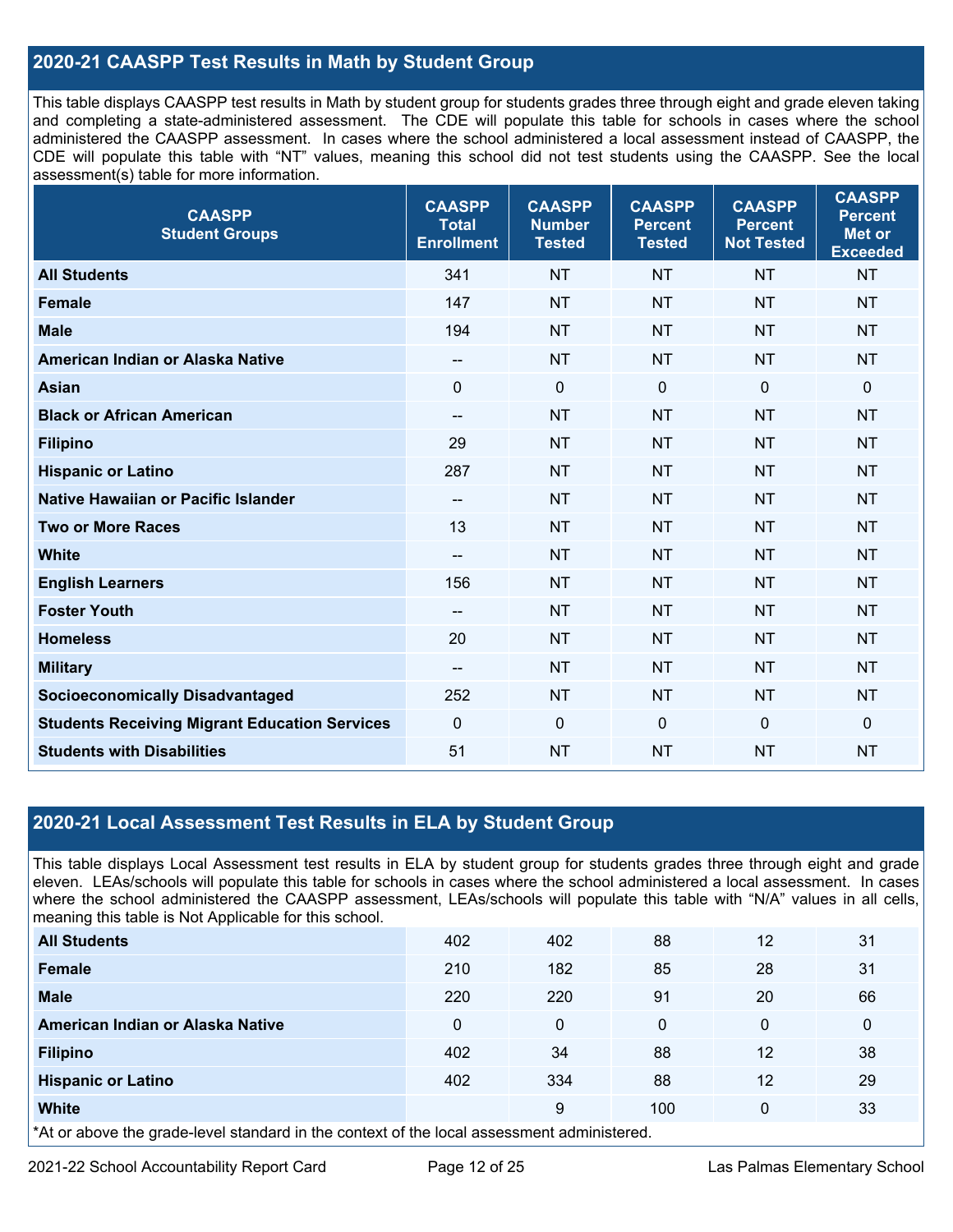## 2020-21 CAASPP Test Results in Math by Student Group

This table displays CAASPP test results in Math by student group for students grades three through eight and grade eleven taking and completing a state-administered assessment. The CDE will populate this table for schools in cases where the school administered the CAASPP assessment. In cases where the school administered a local assessment instead of CAASPP, the CDE will populate this table with "NT" values, meaning this school did not test students using the CAASPP. See the local assessment(s) table for more information.

| CAASPP Student Groups | CAASPP Total Enrollment | CAASPP Number Tested | CAASPP Percent Tested | CAASPP Percent Not Tested | CAASPP Percent Met or Exceeded |
|---|---|---|---|---|---|
| **All Students** | 341 | NT | NT | NT | NT |
| **Female** | 147 | NT | NT | NT | NT |
| **Male** | 194 | NT | NT | NT | NT |
| **American Indian or Alaska Native** | -- | NT | NT | NT | NT |
| **Asian** | 0 | 0 | 0 | 0 | 0 |
| **Black or African American** | -- | NT | NT | NT | NT |
| **Filipino** | 29 | NT | NT | NT | NT |
| **Hispanic or Latino** | 287 | NT | NT | NT | NT |
| **Native Hawaiian or Pacific Islander** | -- | NT | NT | NT | NT |
| **Two or More Races** | 13 | NT | NT | NT | NT |
| **White** | -- | NT | NT | NT | NT |
| **English Learners** | 156 | NT | NT | NT | NT |
| **Foster Youth** | -- | NT | NT | NT | NT |
| **Homeless** | 20 | NT | NT | NT | NT |
| **Military** | -- | NT | NT | NT | NT |
| **Socioeconomically Disadvantaged** | 252 | NT | NT | NT | NT |
| **Students Receiving Migrant Education Services** | 0 | 0 | 0 | 0 | 0 |
| **Students with Disabilities** | 51 | NT | NT | NT | NT |

## 2020-21 Local Assessment Test Results in ELA by Student Group

This table displays Local Assessment test results in ELA by student group for students grades three through eight and grade eleven. LEAs/schools will populate this table for schools in cases where the school administered a local assessment. In cases where the school administered the CAASPP assessment, LEAs/schools will populate this table with "N/A" values in all cells, meaning this table is Not Applicable for this school.

| Student Group | | | | | |
|---|---|---|---|---|---|
| **All Students** | 402 | 402 | 88 | 12 | 31 |
| **Female** | 210 | 182 | 85 | 28 | 31 |
| **Male** | 220 | 220 | 91 | 20 | 66 |
| **American Indian or Alaska Native** | 0 | 0 | 0 | 0 | 0 |
| **Filipino** | 402 | 34 | 88 | 12 | 38 |
| **Hispanic or Latino** | 402 | 334 | 88 | 12 | 29 |
| **White** | | 9 | 100 | 0 | 33 |

*At or above the grade-level standard in the context of the local assessment administered.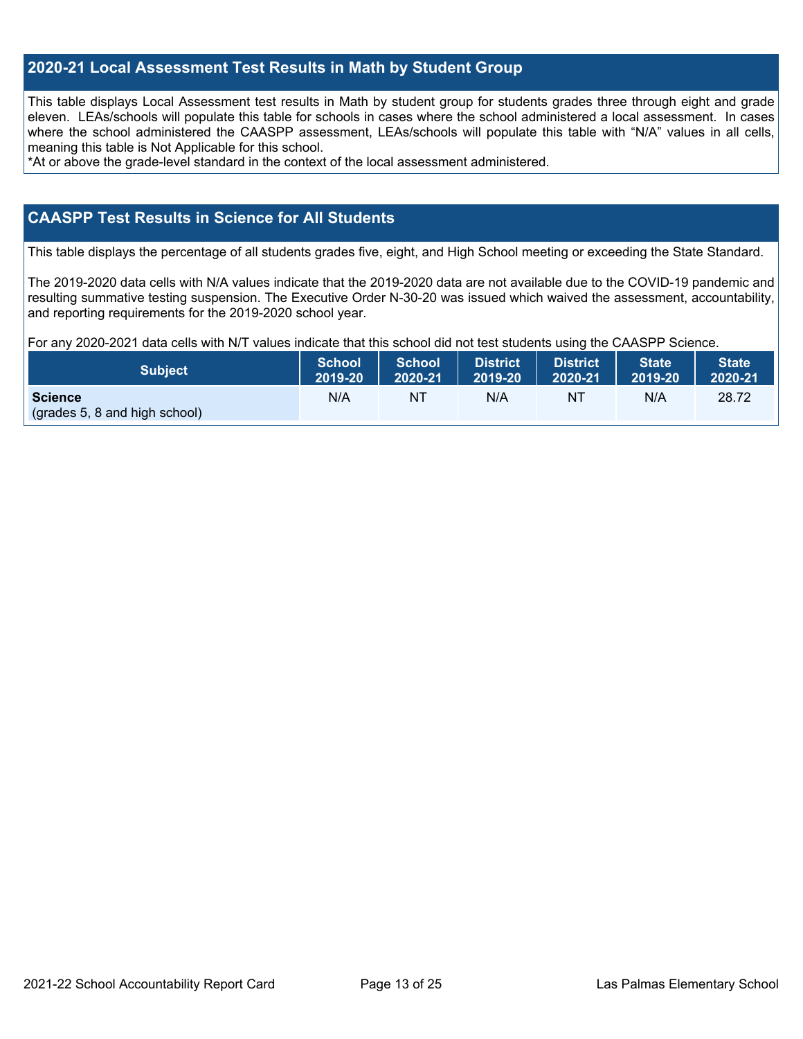## 2020-21 Local Assessment Test Results in Math by Student Group

This table displays Local Assessment test results in Math by student group for students grades three through eight and grade eleven. LEAs/schools will populate this table for schools in cases where the school administered a local assessment. In cases where the school administered the CAASPP assessment, LEAs/schools will populate this table with "N/A" values in all cells, meaning this table is Not Applicable for this school.

*At or above the grade-level standard in the context of the local assessment administered.

## CAASPP Test Results in Science for All Students

This table displays the percentage of all students grades five, eight, and High School meeting or exceeding the State Standard.

The 2019-2020 data cells with N/A values indicate that the 2019-2020 data are not available due to the COVID-19 pandemic and resulting summative testing suspension. The Executive Order N-30-20 was issued which waived the assessment, accountability, and reporting requirements for the 2019-2020 school year.

For any 2020-2021 data cells with N/T values indicate that this school did not test students using the CAASPP Science.

| Subject | School 2019-20 | School 2020-21 | District 2019-20 | District 2020-21 | State 2019-20 | State 2020-21 |
|---|---|---|---|---|---|---|
| **Science** (grades 5, 8 and high school) | N/A | NT | N/A | NT | N/A | 28.72 |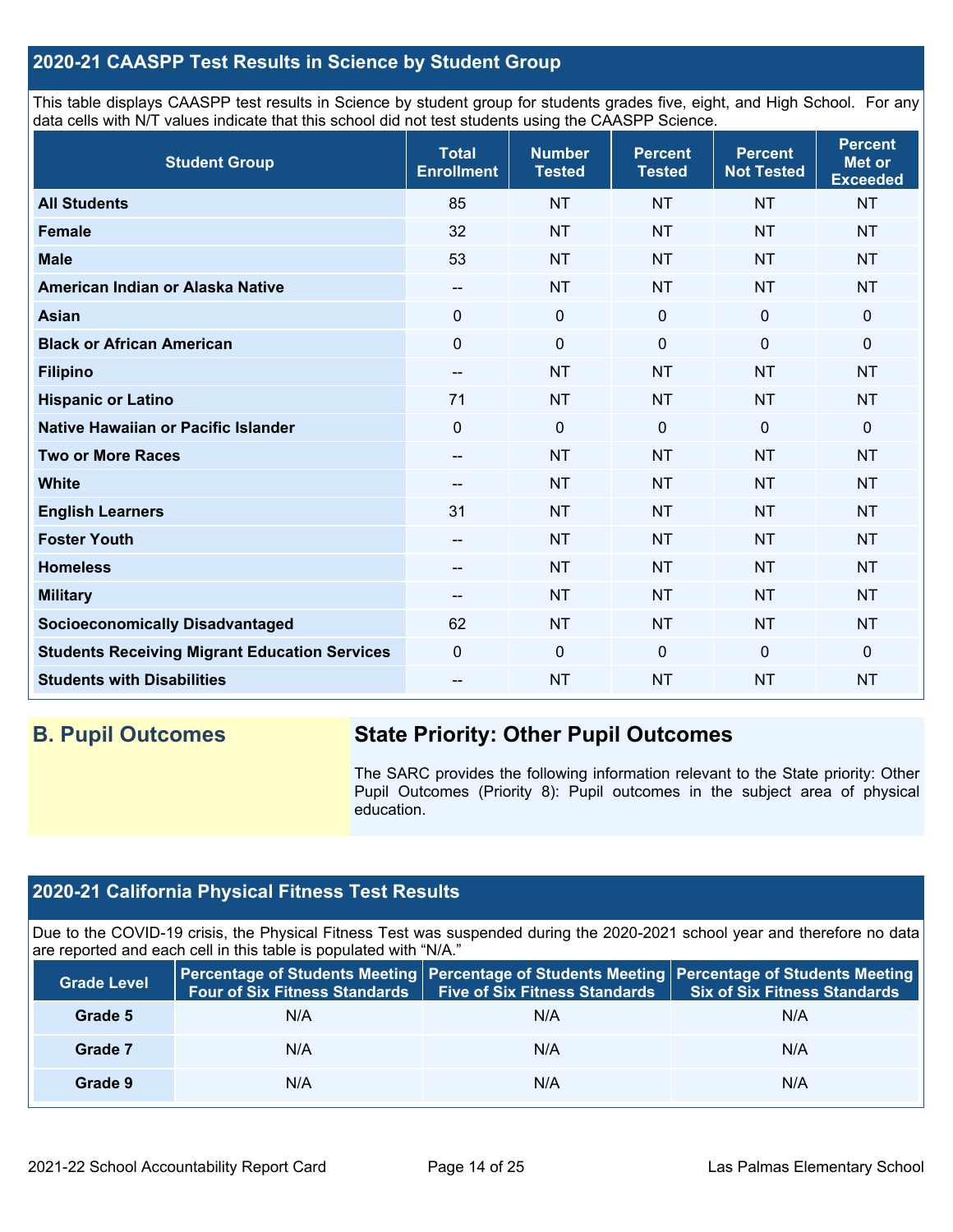## 2020-21 CAASPP Test Results in Science by Student Group

This table displays CAASPP test results in Science by student group for students grades five, eight, and High School. For any data cells with N/T values indicate that this school did not test students using the CAASPP Science.

| Student Group | Total Enrollment | Number Tested | Percent Tested | Percent Not Tested | Percent Met or Exceeded |
|---|---|---|---|---|---|
| **All Students** | 85 | NT | NT | NT | NT |
| **Female** | 32 | NT | NT | NT | NT |
| **Male** | 53 | NT | NT | NT | NT |
| **American Indian or Alaska Native** | -- | NT | NT | NT | NT |
| **Asian** | 0 | 0 | 0 | 0 | 0 |
| **Black or African American** | 0 | 0 | 0 | 0 | 0 |
| **Filipino** | -- | NT | NT | NT | NT |
| **Hispanic or Latino** | 71 | NT | NT | NT | NT |
| **Native Hawaiian or Pacific Islander** | 0 | 0 | 0 | 0 | 0 |
| **Two or More Races** | -- | NT | NT | NT | NT |
| **White** | -- | NT | NT | NT | NT |
| **English Learners** | 31 | NT | NT | NT | NT |
| **Foster Youth** | -- | NT | NT | NT | NT |
| **Homeless** | -- | NT | NT | NT | NT |
| **Military** | -- | NT | NT | NT | NT |
| **Socioeconomically Disadvantaged** | 62 | NT | NT | NT | NT |
| **Students Receiving Migrant Education Services** | 0 | 0 | 0 | 0 | 0 |
| **Students with Disabilities** | -- | NT | NT | NT | NT |

## B. Pupil Outcomes

### State Priority: Other Pupil Outcomes

The SARC provides the following information relevant to the State priority: Other Pupil Outcomes (Priority 8): Pupil outcomes in the subject area of physical education.

## 2020-21 California Physical Fitness Test Results

Due to the COVID-19 crisis, the Physical Fitness Test was suspended during the 2020-2021 school year and therefore no data are reported and each cell in this table is populated with "N/A."

| Grade Level | Percentage of Students Meeting Four of Six Fitness Standards | Percentage of Students Meeting Five of Six Fitness Standards | Percentage of Students Meeting Six of Six Fitness Standards |
|---|---|---|---|
| **Grade 5** | N/A | N/A | N/A |
| **Grade 7** | N/A | N/A | N/A |
| **Grade 9** | N/A | N/A | N/A |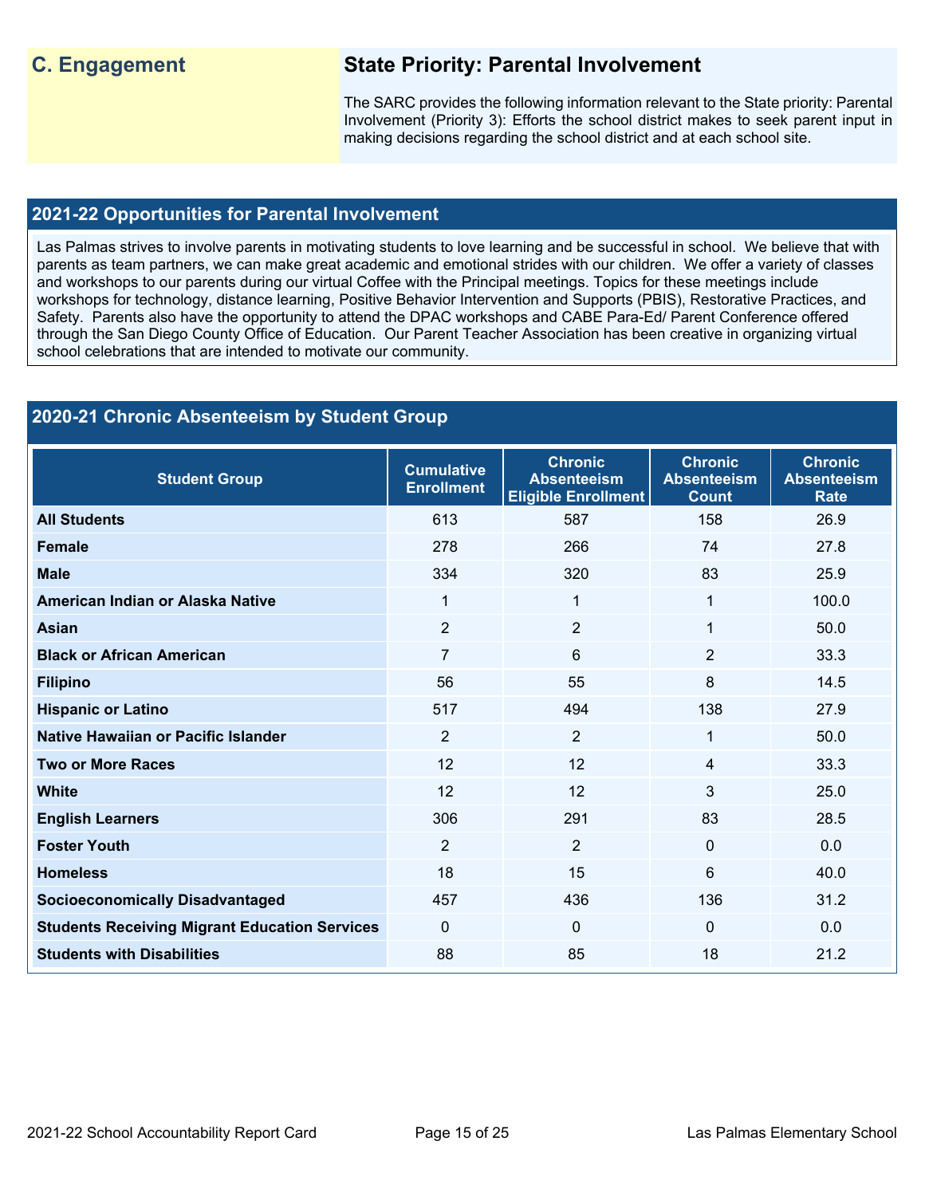## C. Engagement

### State Priority: Parental Involvement

The SARC provides the following information relevant to the State priority: Parental Involvement (Priority 3): Efforts the school district makes to seek parent input in making decisions regarding the school district and at each school site.

### 2021-22 Opportunities for Parental Involvement

Las Palmas strives to involve parents in motivating students to love learning and be successful in school. We believe that with parents as team partners, we can make great academic and emotional strides with our children. We offer a variety of classes and workshops to our parents during our virtual Coffee with the Principal meetings. Topics for these meetings include workshops for technology, distance learning, Positive Behavior Intervention and Supports (PBIS), Restorative Practices, and Safety. Parents also have the opportunity to attend the DPAC workshops and CABE Para-Ed/ Parent Conference offered through the San Diego County Office of Education. Our Parent Teacher Association has been creative in organizing virtual school celebrations that are intended to motivate our community.

### 2020-21 Chronic Absenteeism by Student Group

| Student Group | Cumulative Enrollment | Chronic Absenteeism Eligible Enrollment | Chronic Absenteeism Count | Chronic Absenteeism Rate |
|---|---|---|---|---|
| All Students | 613 | 587 | 158 | 26.9 |
| Female | 278 | 266 | 74 | 27.8 |
| Male | 334 | 320 | 83 | 25.9 |
| American Indian or Alaska Native | 1 | 1 | 1 | 100.0 |
| Asian | 2 | 2 | 1 | 50.0 |
| Black or African American | 7 | 6 | 2 | 33.3 |
| Filipino | 56 | 55 | 8 | 14.5 |
| Hispanic or Latino | 517 | 494 | 138 | 27.9 |
| Native Hawaiian or Pacific Islander | 2 | 2 | 1 | 50.0 |
| Two or More Races | 12 | 12 | 4 | 33.3 |
| White | 12 | 12 | 3 | 25.0 |
| English Learners | 306 | 291 | 83 | 28.5 |
| Foster Youth | 2 | 2 | 0 | 0.0 |
| Homeless | 18 | 15 | 6 | 40.0 |
| Socioeconomically Disadvantaged | 457 | 436 | 136 | 31.2 |
| Students Receiving Migrant Education Services | 0 | 0 | 0 | 0.0 |
| Students with Disabilities | 88 | 85 | 18 | 21.2 |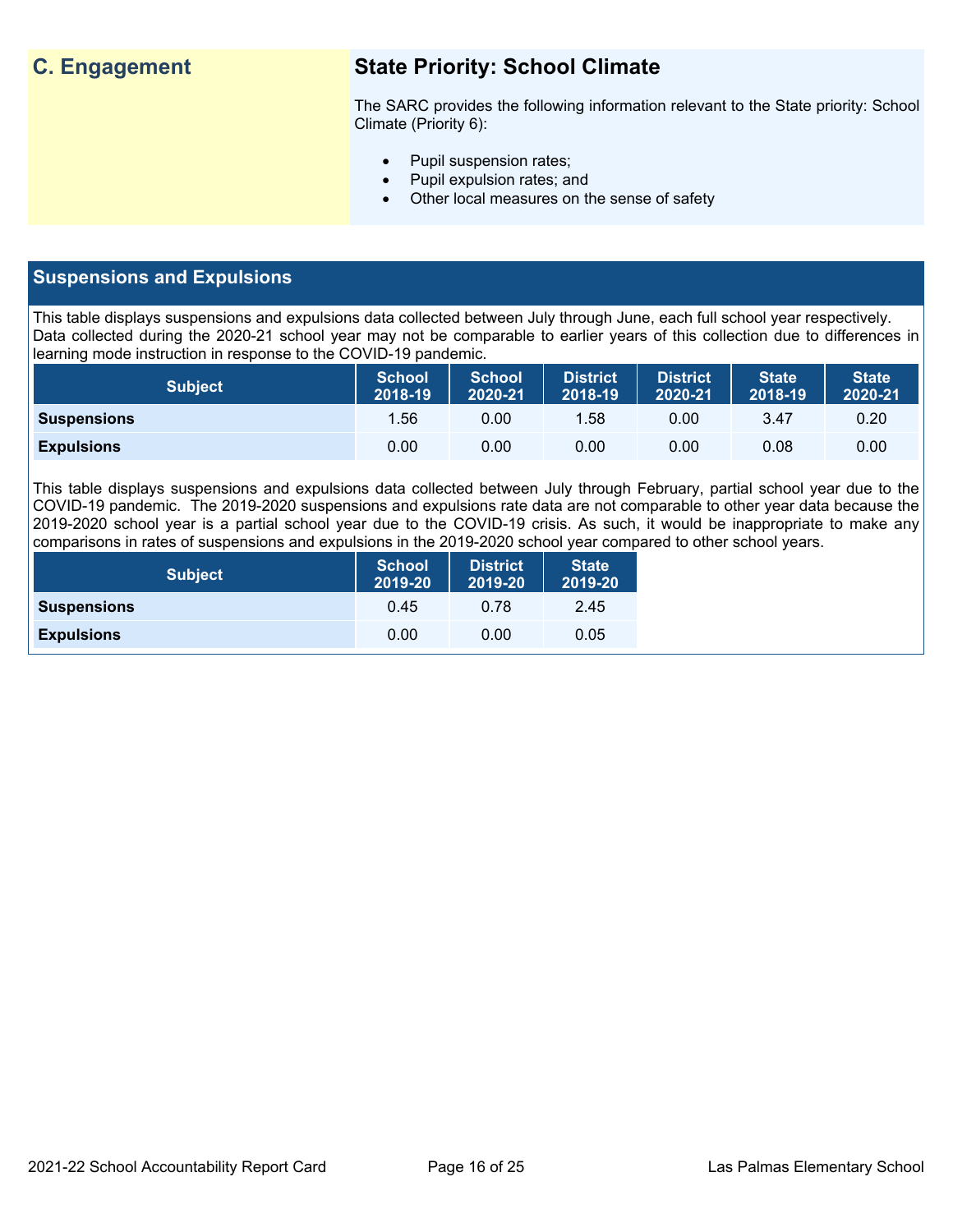## C. Engagement

### State Priority: School Climate

The SARC provides the following information relevant to the State priority: School Climate (Priority 6):

- Pupil suspension rates;
- Pupil expulsion rates; and
- Other local measures on the sense of safety

## Suspensions and Expulsions

This table displays suspensions and expulsions data collected between July through June, each full school year respectively. Data collected during the 2020-21 school year may not be comparable to earlier years of this collection due to differences in learning mode instruction in response to the COVID-19 pandemic.

| Subject | School 2018-19 | School 2020-21 | District 2018-19 | District 2020-21 | State 2018-19 | State 2020-21 |
|---|---|---|---|---|---|---|
| **Suspensions** | 1.56 | 0.00 | 1.58 | 0.00 | 3.47 | 0.20 |
| **Expulsions** | 0.00 | 0.00 | 0.00 | 0.00 | 0.08 | 0.00 |

This table displays suspensions and expulsions data collected between July through February, partial school year due to the COVID-19 pandemic. The 2019-2020 suspensions and expulsions rate data are not comparable to other year data because the 2019-2020 school year is a partial school year due to the COVID-19 crisis. As such, it would be inappropriate to make any comparisons in rates of suspensions and expulsions in the 2019-2020 school year compared to other school years.

| Subject | School 2019-20 | District 2019-20 | State 2019-20 |
|---|---|---|---|
| **Suspensions** | 0.45 | 0.78 | 2.45 |
| **Expulsions** | 0.00 | 0.00 | 0.05 |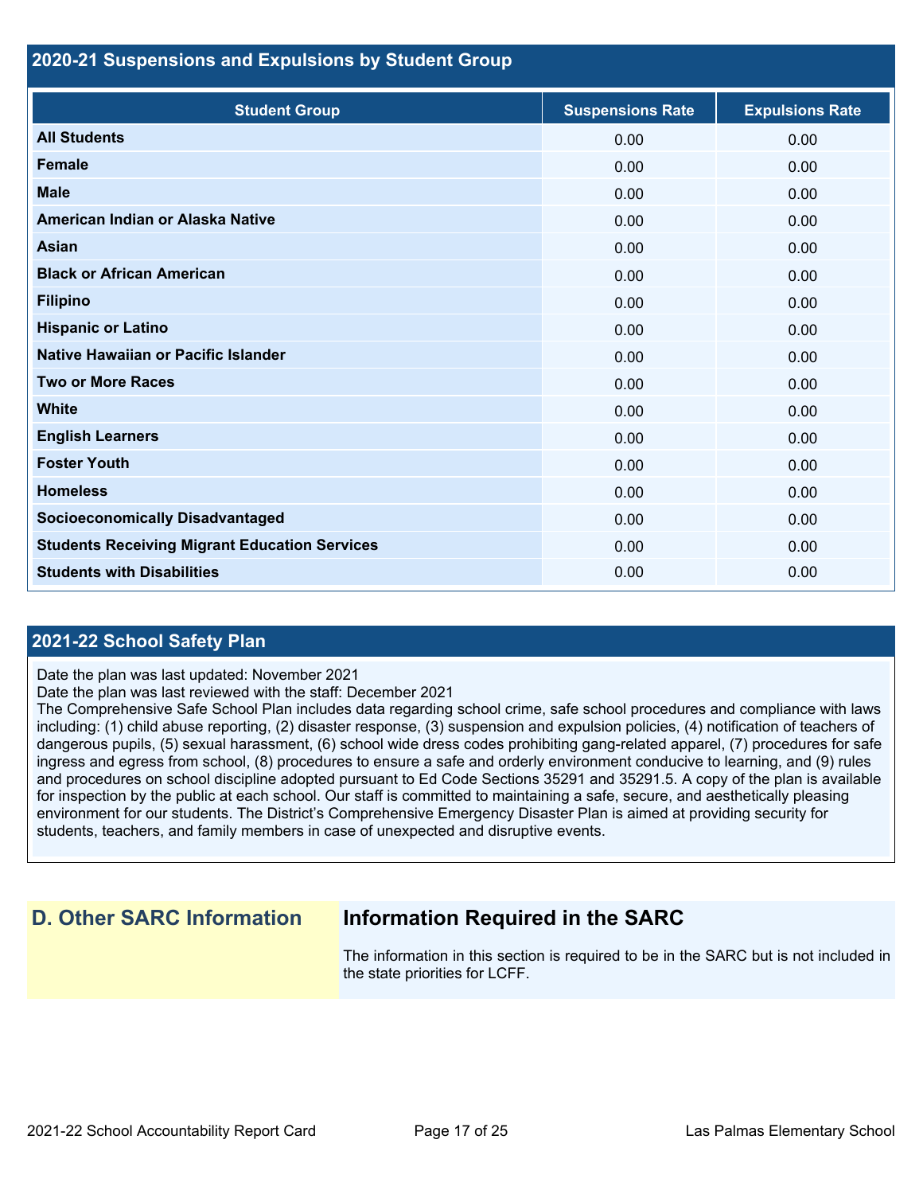## 2020-21 Suspensions and Expulsions by Student Group

| Student Group | Suspensions Rate | Expulsions Rate |
|---|---|---|
| **All Students** | 0.00 | 0.00 |
| **Female** | 0.00 | 0.00 |
| **Male** | 0.00 | 0.00 |
| **American Indian or Alaska Native** | 0.00 | 0.00 |
| **Asian** | 0.00 | 0.00 |
| **Black or African American** | 0.00 | 0.00 |
| **Filipino** | 0.00 | 0.00 |
| **Hispanic or Latino** | 0.00 | 0.00 |
| **Native Hawaiian or Pacific Islander** | 0.00 | 0.00 |
| **Two or More Races** | 0.00 | 0.00 |
| **White** | 0.00 | 0.00 |
| **English Learners** | 0.00 | 0.00 |
| **Foster Youth** | 0.00 | 0.00 |
| **Homeless** | 0.00 | 0.00 |
| **Socioeconomically Disadvantaged** | 0.00 | 0.00 |
| **Students Receiving Migrant Education Services** | 0.00 | 0.00 |
| **Students with Disabilities** | 0.00 | 0.00 |

## 2021-22 School Safety Plan

Date the plan was last updated: November 2021
Date the plan was last reviewed with the staff: December 2021
The Comprehensive Safe School Plan includes data regarding school crime, safe school procedures and compliance with laws including: (1) child abuse reporting, (2) disaster response, (3) suspension and expulsion policies, (4) notification of teachers of dangerous pupils, (5) sexual harassment, (6) school wide dress codes prohibiting gang-related apparel, (7) procedures for safe ingress and egress from school, (8) procedures to ensure a safe and orderly environment conducive to learning, and (9) rules and procedures on school discipline adopted pursuant to Ed Code Sections 35291 and 35291.5. A copy of the plan is available for inspection by the public at each school. Our staff is committed to maintaining a safe, secure, and aesthetically pleasing environment for our students. The District's Comprehensive Emergency Disaster Plan is aimed at providing security for students, teachers, and family members in case of unexpected and disruptive events.

## D. Other SARC Information

## Information Required in the SARC

The information in this section is required to be in the SARC but is not included in the state priorities for LCFF.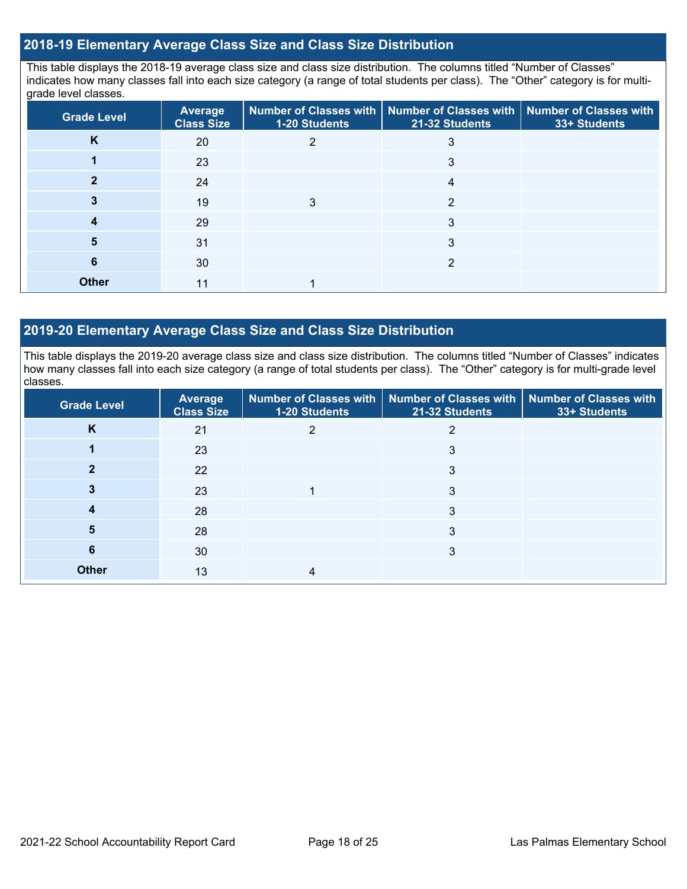## 2018-19 Elementary Average Class Size and Class Size Distribution

This table displays the 2018-19 average class size and class size distribution. The columns titled "Number of Classes" indicates how many classes fall into each size category (a range of total students per class). The "Other" category is for multi-grade level classes.

| Grade Level | Average Class Size | Number of Classes with 1-20 Students | Number of Classes with 21-32 Students | Number of Classes with 33+ Students |
|---|---|---|---|---|
| K | 20 | 2 | 3 | |
| 1 | 23 | | 3 | |
| 2 | 24 | | 4 | |
| 3 | 19 | 3 | 2 | |
| 4 | 29 | | 3 | |
| 5 | 31 | | 3 | |
| 6 | 30 | | 2 | |
| Other | 11 | 1 | | |

## 2019-20 Elementary Average Class Size and Class Size Distribution

This table displays the 2019-20 average class size and class size distribution. The columns titled "Number of Classes" indicates how many classes fall into each size category (a range of total students per class). The "Other" category is for multi-grade level classes.

| Grade Level | Average Class Size | Number of Classes with 1-20 Students | Number of Classes with 21-32 Students | Number of Classes with 33+ Students |
|---|---|---|---|---|
| K | 21 | 2 | 2 | |
| 1 | 23 | | 3 | |
| 2 | 22 | | 3 | |
| 3 | 23 | 1 | 3 | |
| 4 | 28 | | 3 | |
| 5 | 28 | | 3 | |
| 6 | 30 | | 3 | |
| Other | 13 | 4 | | |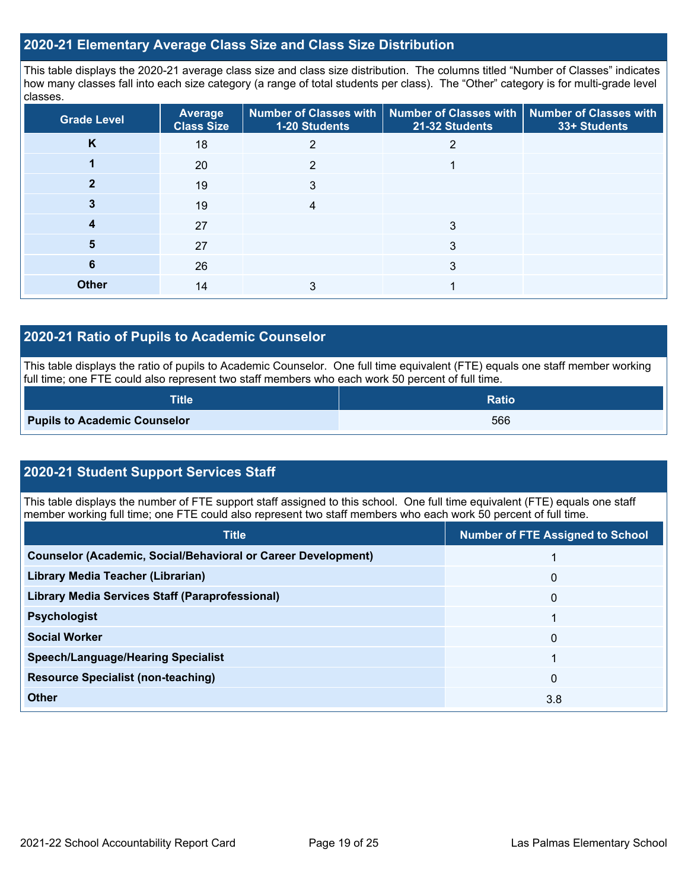## 2020-21 Elementary Average Class Size and Class Size Distribution

This table displays the 2020-21 average class size and class size distribution. The columns titled "Number of Classes" indicates how many classes fall into each size category (a range of total students per class). The "Other" category is for multi-grade level classes.

| Grade Level | Average Class Size | Number of Classes with 1-20 Students | Number of Classes with 21-32 Students | Number of Classes with 33+ Students |
|---|---|---|---|---|
| **K** | 18 | 2 | 2 | |
| **1** | 20 | 2 | 1 | |
| **2** | 19 | 3 | | |
| **3** | 19 | 4 | | |
| **4** | 27 | | 3 | |
| **5** | 27 | | 3 | |
| **6** | 26 | | 3 | |
| **Other** | 14 | 3 | 1 | |

## 2020-21 Ratio of Pupils to Academic Counselor

This table displays the ratio of pupils to Academic Counselor. One full time equivalent (FTE) equals one staff member working full time; one FTE could also represent two staff members who each work 50 percent of full time.

| Title | Ratio |
|---|---|
| **Pupils to Academic Counselor** | 566 |

## 2020-21 Student Support Services Staff

This table displays the number of FTE support staff assigned to this school. One full time equivalent (FTE) equals one staff member working full time; one FTE could also represent two staff members who each work 50 percent of full time.

| Title | Number of FTE Assigned to School |
|---|---|
| **Counselor (Academic, Social/Behavioral or Career Development)** | 1 |
| **Library Media Teacher (Librarian)** | 0 |
| **Library Media Services Staff (Paraprofessional)** | 0 |
| **Psychologist** | 1 |
| **Social Worker** | 0 |
| **Speech/Language/Hearing Specialist** | 1 |
| **Resource Specialist (non-teaching)** | 0 |
| **Other** | 3.8 |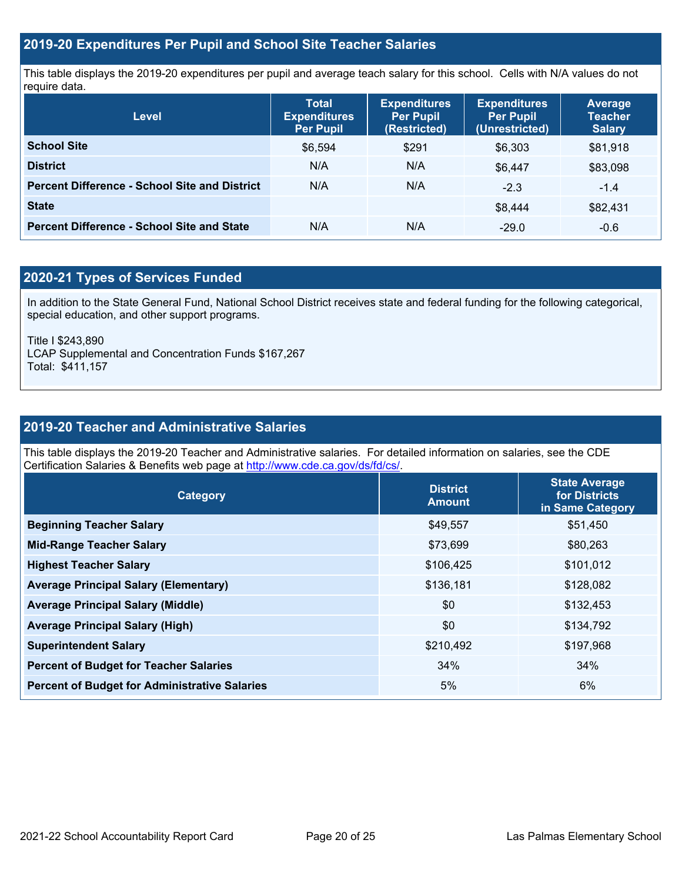## 2019-20 Expenditures Per Pupil and School Site Teacher Salaries

This table displays the 2019-20 expenditures per pupil and average teach salary for this school. Cells with N/A values do not require data.

| Level | Total Expenditures Per Pupil | Expenditures Per Pupil (Restricted) | Expenditures Per Pupil (Unrestricted) | Average Teacher Salary |
|---|---|---|---|---|
| **School Site** | $6,594 | $291 | $6,303 | $81,918 |
| **District** | N/A | N/A | $6,447 | $83,098 |
| **Percent Difference - School Site and District** | N/A | N/A | -2.3 | -1.4 |
| **State** | | | $8,444 | $82,431 |
| **Percent Difference - School Site and State** | N/A | N/A | -29.0 | -0.6 |

## 2020-21 Types of Services Funded

In addition to the State General Fund, National School District receives state and federal funding for the following categorical, special education, and other support programs.

Title I $243,890
LCAP Supplemental and Concentration Funds $167,267
Total: $411,157

## 2019-20 Teacher and Administrative Salaries

This table displays the 2019-20 Teacher and Administrative salaries. For detailed information on salaries, see the CDE Certification Salaries & Benefits web page at http://www.cde.ca.gov/ds/fd/cs/.

| Category | District Amount | State Average for Districts in Same Category |
|---|---|---|
| **Beginning Teacher Salary** | $49,557 | $51,450 |
| **Mid-Range Teacher Salary** | $73,699 | $80,263 |
| **Highest Teacher Salary** | $106,425 | $101,012 |
| **Average Principal Salary (Elementary)** | $136,181 | $128,082 |
| **Average Principal Salary (Middle)** | $0 | $132,453 |
| **Average Principal Salary (High)** | $0 | $134,792 |
| **Superintendent Salary** | $210,492 | $197,968 |
| **Percent of Budget for Teacher Salaries** | 34% | 34% |
| **Percent of Budget for Administrative Salaries** | 5% | 6% |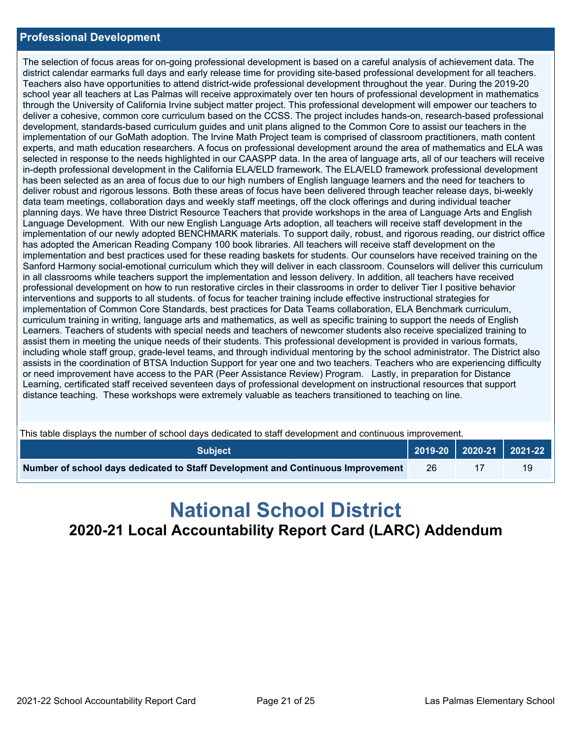## Professional Development

The selection of focus areas for on-going professional development is based on a careful analysis of achievement data. The district calendar earmarks full days and early release time for providing site-based professional development for all teachers. Teachers also have opportunities to attend district-wide professional development throughout the year. During the 2019-20 school year all teachers at Las Palmas will receive approximately over ten hours of professional development in mathematics through the University of California Irvine subject matter project. This professional development will empower our teachers to deliver a cohesive, common core curriculum based on the CCSS. The project includes hands-on, research-based professional development, standards-based curriculum guides and unit plans aligned to the Common Core to assist our teachers in the implementation of our GoMath adoption. The Irvine Math Project team is comprised of classroom practitioners, math content experts, and math education researchers. A focus on professional development around the area of mathematics and ELA was selected in response to the needs highlighted in our CAASPP data. In the area of language arts, all of our teachers will receive in-depth professional development in the California ELA/ELD framework. The ELA/ELD framework professional development has been selected as an area of focus due to our high numbers of English language learners and the need for teachers to deliver robust and rigorous lessons. Both these areas of focus have been delivered through teacher release days, bi-weekly data team meetings, collaboration days and weekly staff meetings, off the clock offerings and during individual teacher planning days. We have three District Resource Teachers that provide workshops in the area of Language Arts and English Language Development. With our new English Language Arts adoption, all teachers will receive staff development in the implementation of our newly adopted BENCHMARK materials. To support daily, robust, and rigorous reading, our district office has adopted the American Reading Company 100 book libraries. All teachers will receive staff development on the implementation and best practices used for these reading baskets for students. Our counselors have received training on the Sanford Harmony social-emotional curriculum which they will deliver in each classroom. Counselors will deliver this curriculum in all classrooms while teachers support the implementation and lesson delivery. In addition, all teachers have received professional development on how to run restorative circles in their classrooms in order to deliver Tier I positive behavior interventions and supports to all students. of focus for teacher training include effective instructional strategies for implementation of Common Core Standards, best practices for Data Teams collaboration, ELA Benchmark curriculum, curriculum training in writing, language arts and mathematics, as well as specific training to support the needs of English Learners. Teachers of students with special needs and teachers of newcomer students also receive specialized training to assist them in meeting the unique needs of their students. This professional development is provided in various formats, including whole staff group, grade-level teams, and through individual mentoring by the school administrator. The District also assists in the coordination of BTSA Induction Support for year one and two teachers. Teachers who are experiencing difficulty or need improvement have access to the PAR (Peer Assistance Review) Program. Lastly, in preparation for Distance Learning, certificated staff received seventeen days of professional development on instructional resources that support distance teaching. These workshops were extremely valuable as teachers transitioned to teaching on line.

This table displays the number of school days dedicated to staff development and continuous improvement.

| Subject | 2019-20 | 2020-21 | 2021-22 |
|---|---|---|---|
| **Number of school days dedicated to Staff Development and Continuous Improvement** | 26 | 17 | 19 |

# National School District

## 2020-21 Local Accountability Report Card (LARC) Addendum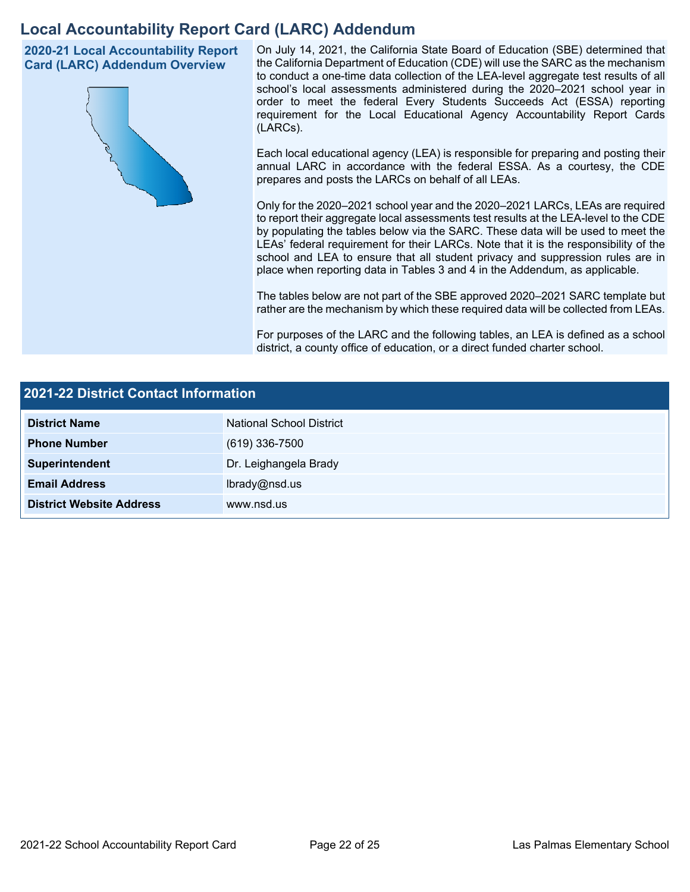# Local Accountability Report Card (LARC) Addendum

## 2020-21 Local Accountability Report Card (LARC) Addendum Overview

On July 14, 2021, the California State Board of Education (SBE) determined that the California Department of Education (CDE) will use the SARC as the mechanism to conduct a one-time data collection of the LEA-level aggregate test results of all school's local assessments administered during the 2020–2021 school year in order to meet the federal Every Students Succeeds Act (ESSA) reporting requirement for the Local Educational Agency Accountability Report Cards (LARCs).

Each local educational agency (LEA) is responsible for preparing and posting their annual LARC in accordance with the federal ESSA. As a courtesy, the CDE prepares and posts the LARCs on behalf of all LEAs.

Only for the 2020–2021 school year and the 2020–2021 LARCs, LEAs are required to report their aggregate local assessments test results at the LEA-level to the CDE by populating the tables below via the SARC. These data will be used to meet the LEAs' federal requirement for their LARCs. Note that it is the responsibility of the school and LEA to ensure that all student privacy and suppression rules are in place when reporting data in Tables 3 and 4 in the Addendum, as applicable.

The tables below are not part of the SBE approved 2020–2021 SARC template but rather are the mechanism by which these required data will be collected from LEAs.

For purposes of the LARC and the following tables, an LEA is defined as a school district, a county office of education, or a direct funded charter school.

## 2021-22 District Contact Information

| Field | Value |
| --- | --- |
| **District Name** | National School District |
| **Phone Number** | (619) 336-7500 |
| **Superintendent** | Dr. Leighangela Brady |
| **Email Address** | lbrady@nsd.us |
| **District Website Address** | www.nsd.us |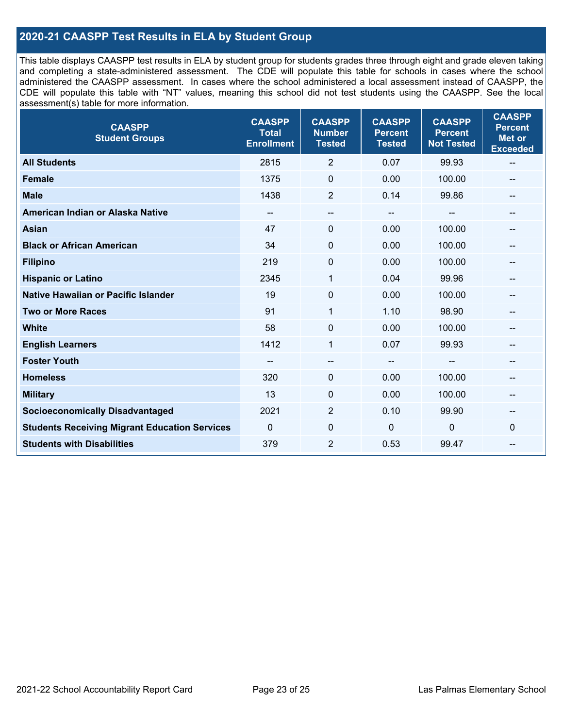## 2020-21 CAASPP Test Results in ELA by Student Group

This table displays CAASPP test results in ELA by student group for students grades three through eight and grade eleven taking and completing a state-administered assessment. The CDE will populate this table for schools in cases where the school administered the CAASPP assessment. In cases where the school administered a local assessment instead of CAASPP, the CDE will populate this table with "NT" values, meaning this school did not test students using the CAASPP. See the local assessment(s) table for more information.

| CAASPP Student Groups | CAASPP Total Enrollment | CAASPP Number Tested | CAASPP Percent Tested | CAASPP Percent Not Tested | CAASPP Percent Met or Exceeded |
|---|---|---|---|---|---|
| **All Students** | 2815 | 2 | 0.07 | 99.93 | -- |
| **Female** | 1375 | 0 | 0.00 | 100.00 | -- |
| **Male** | 1438 | 2 | 0.14 | 99.86 | -- |
| **American Indian or Alaska Native** | -- | -- | -- | -- | -- |
| **Asian** | 47 | 0 | 0.00 | 100.00 | -- |
| **Black or African American** | 34 | 0 | 0.00 | 100.00 | -- |
| **Filipino** | 219 | 0 | 0.00 | 100.00 | -- |
| **Hispanic or Latino** | 2345 | 1 | 0.04 | 99.96 | -- |
| **Native Hawaiian or Pacific Islander** | 19 | 0 | 0.00 | 100.00 | -- |
| **Two or More Races** | 91 | 1 | 1.10 | 98.90 | -- |
| **White** | 58 | 0 | 0.00 | 100.00 | -- |
| **English Learners** | 1412 | 1 | 0.07 | 99.93 | -- |
| **Foster Youth** | -- | -- | -- | -- | -- |
| **Homeless** | 320 | 0 | 0.00 | 100.00 | -- |
| **Military** | 13 | 0 | 0.00 | 100.00 | -- |
| **Socioeconomically Disadvantaged** | 2021 | 2 | 0.10 | 99.90 | -- |
| **Students Receiving Migrant Education Services** | 0 | 0 | 0 | 0 | 0 |
| **Students with Disabilities** | 379 | 2 | 0.53 | 99.47 | -- |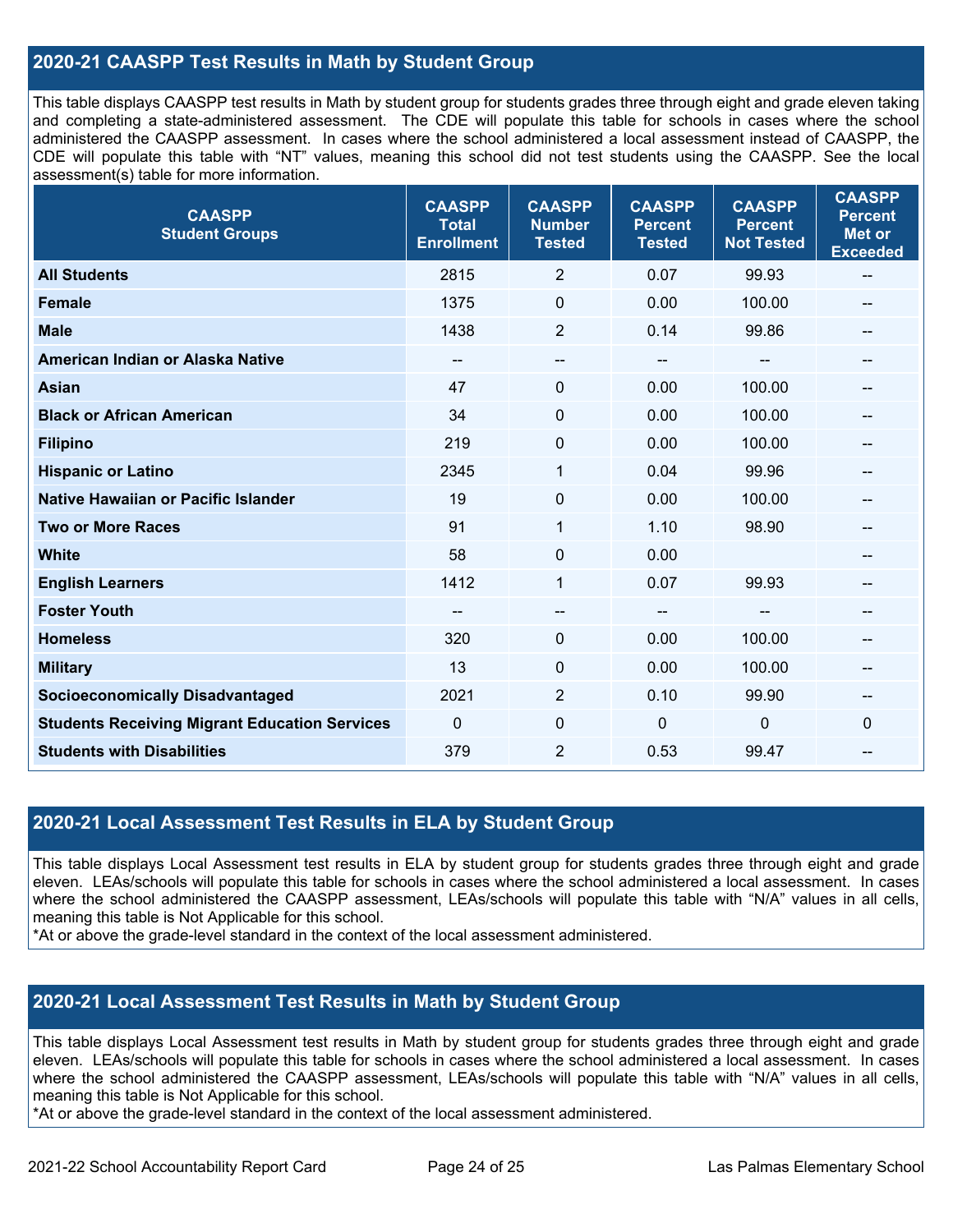## 2020-21 CAASPP Test Results in Math by Student Group

This table displays CAASPP test results in Math by student group for students grades three through eight and grade eleven taking and completing a state-administered assessment. The CDE will populate this table for schools in cases where the school administered the CAASPP assessment. In cases where the school administered a local assessment instead of CAASPP, the CDE will populate this table with "NT" values, meaning this school did not test students using the CAASPP. See the local assessment(s) table for more information.

| CAASPP Student Groups | CAASPP Total Enrollment | CAASPP Number Tested | CAASPP Percent Tested | CAASPP Percent Not Tested | CAASPP Percent Met or Exceeded |
|---|---|---|---|---|---|
| All Students | 2815 | 2 | 0.07 | 99.93 | -- |
| Female | 1375 | 0 | 0.00 | 100.00 | -- |
| Male | 1438 | 2 | 0.14 | 99.86 | -- |
| American Indian or Alaska Native | -- | -- | -- | -- | -- |
| Asian | 47 | 0 | 0.00 | 100.00 | -- |
| Black or African American | 34 | 0 | 0.00 | 100.00 | -- |
| Filipino | 219 | 0 | 0.00 | 100.00 | -- |
| Hispanic or Latino | 2345 | 1 | 0.04 | 99.96 | -- |
| Native Hawaiian or Pacific Islander | 19 | 0 | 0.00 | 100.00 | -- |
| Two or More Races | 91 | 1 | 1.10 | 98.90 | -- |
| White | 58 | 0 | 0.00 | | -- |
| English Learners | 1412 | 1 | 0.07 | 99.93 | -- |
| Foster Youth | -- | -- | -- | -- | -- |
| Homeless | 320 | 0 | 0.00 | 100.00 | -- |
| Military | 13 | 0 | 0.00 | 100.00 | -- |
| Socioeconomically Disadvantaged | 2021 | 2 | 0.10 | 99.90 | -- |
| Students Receiving Migrant Education Services | 0 | 0 | 0 | 0 | 0 |
| Students with Disabilities | 379 | 2 | 0.53 | 99.47 | -- |

## 2020-21 Local Assessment Test Results in ELA by Student Group

This table displays Local Assessment test results in ELA by student group for students grades three through eight and grade eleven. LEAs/schools will populate this table for schools in cases where the school administered a local assessment. In cases where the school administered the CAASPP assessment, LEAs/schools will populate this table with "N/A" values in all cells, meaning this table is Not Applicable for this school.
*At or above the grade-level standard in the context of the local assessment administered.

## 2020-21 Local Assessment Test Results in Math by Student Group

This table displays Local Assessment test results in Math by student group for students grades three through eight and grade eleven. LEAs/schools will populate this table for schools in cases where the school administered a local assessment. In cases where the school administered the CAASPP assessment, LEAs/schools will populate this table with "N/A" values in all cells, meaning this table is Not Applicable for this school.
*At or above the grade-level standard in the context of the local assessment administered.